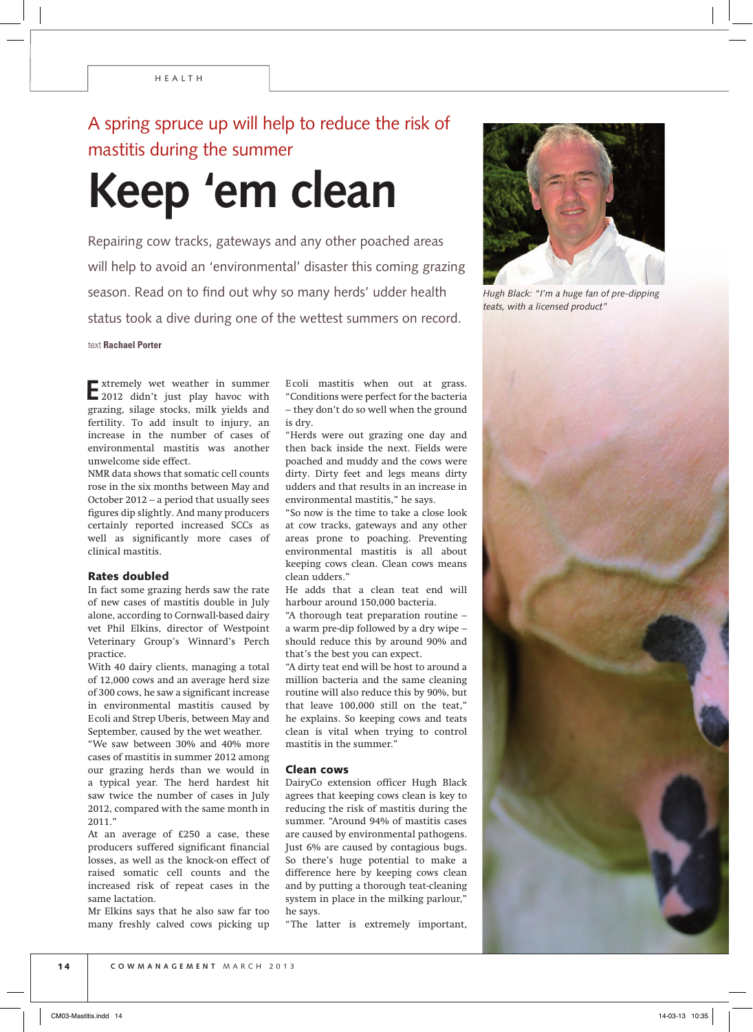HEALTH

## A spring spruce up will help to reduce the risk of mastitis during the summer

# Keep 'em clean

Repairing cow tracks, gateways and any other poached areas will help to avoid an 'environmental' disaster this coming grazing season. Read on to find out why so many herds' udder health status took a dive during one of the wettest summers on record.

text **Rachael Porter**

Hugh Black: "I'm a huge fan of pre-dipping teats, with a licensed product"

Extremely wet weather in summer 2012 didn't just play havoc with grazing, silage stocks, milk yields and fertility. To add insult to injury, an increase in the number of cases of environmental mastitis was another unwelcome side effect.

NMR data shows that somatic cell counts rose in the six months between May and October 2012 – a period that usually sees figures dip slightly. And many producers certainly reported increased SCCs as well as significantly more cases of clinical mastitis.

### Rates doubled

In fact some grazing herds saw the rate of new cases of mastitis double in July alone, according to Cornwall-based dairy vet Phil Elkins, director of Westpoint Veterinary Group's Winnard's Perch practice.

With 40 dairy clients, managing a total of 12,000 cows and an average herd size of 300 cows, he saw a significant increase in environmental mastitis caused by E coli and Strep Uberis, between May and September, caused by the wet weather.

"We saw between 30% and 40% more cases of mastitis in summer 2012 among our grazing herds than we would in a typical year. The herd hardest hit saw twice the number of cases in July 2012, compared with the same month in 2011."

At an average of £250 a case, these producers suffered significant financial losses, as well as the knock-on effect of raised somatic cell counts and the increased risk of repeat cases in the same lactation.

Mr Elkins says that he also saw far too many freshly calved cows picking up E coli mastitis when out at grass. "Conditions were perfect for the bacteria – they don't do so well when the ground is dry.

"Herds were out grazing one day and then back inside the next. Fields were poached and muddy and the cows were dirty. Dirty feet and legs means dirty udders and that results in an increase in environmental mastitis," he says.

"So now is the time to take a close look at cow tracks, gateways and any other areas prone to poaching. Preventing environmental mastitis is all about keeping cows clean. Clean cows means clean udders."

He adds that a clean teat end will harbour around 150,000 bacteria.

"A thorough teat preparation routine – a warm pre-dip followed by a dry wipe – should reduce this by around 90% and that's the best you can expect.

"A dirty teat end will be host to around a million bacteria and the same cleaning routine will also reduce this by 90%, but that leave 100,000 still on the teat," he explains. So keeping cows and teats clean is vital when trying to control mastitis in the summer."

### Clean cows

DairyCo extension officer Hugh Black agrees that keeping cows clean is key to reducing the risk of mastitis during the summer. "Around 94% of mastitis cases are caused by environmental pathogens. Just 6% are caused by contagious bugs. So there's huge potential to make a difference here by keeping cows clean and by putting a thorough teat-cleaning system in place in the milking parlour," he says.

"The latter is extremely important,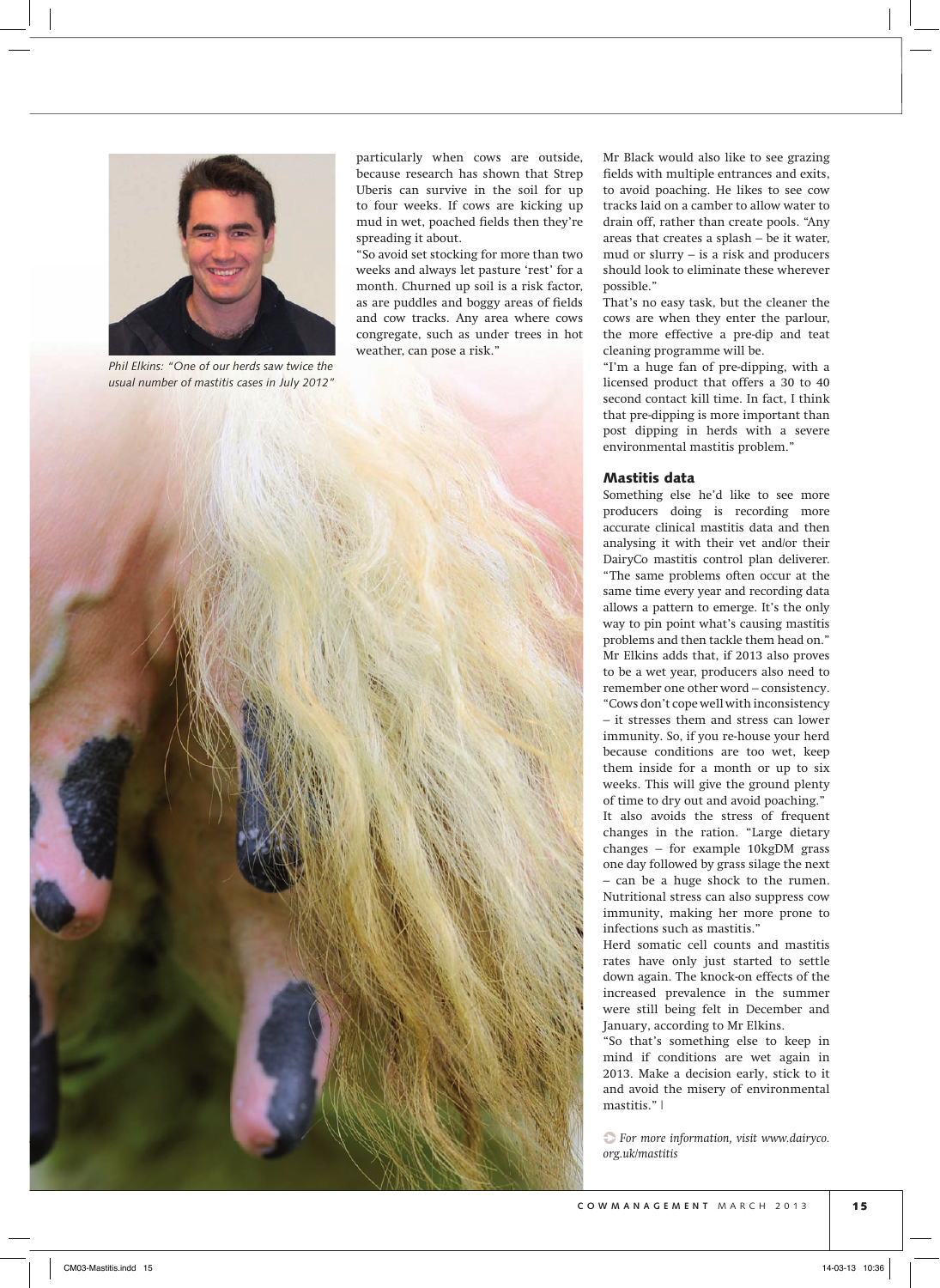*Phil Elkins: "One of our herds saw twice the usual number of mastitis cases in July 2012"*

particularly when cows are outside, because research has shown that Strep Uberis can survive in the soil for up to four weeks. If cows are kicking up mud in wet, poached fields then they're spreading it about.

"So avoid set stocking for more than two weeks and always let pasture 'rest' for a month. Churned up soil is a risk factor, as are puddles and boggy areas of fields and cow tracks. Any area where cows congregate, such as under trees in hot weather, can pose a risk."

Mr Black would also like to see grazing fields with multiple entrances and exits, to avoid poaching. He likes to see cow tracks laid on a camber to allow water to drain off, rather than create pools. "Any areas that creates a splash – be it water, mud or slurry – is a risk and producers should look to eliminate these wherever possible."

That's no easy task, but the cleaner the cows are when they enter the parlour, the more effective a pre-dip and teat cleaning programme will be.

"I'm a huge fan of pre-dipping, with a licensed product that offers a 30 to 40 second contact kill time. In fact, I think that pre-dipping is more important than post dipping in herds with a severe environmental mastitis problem."

## Mastitis data

Something else he'd like to see more producers doing is recording more accurate clinical mastitis data and then analysing it with their vet and/or their DairyCo mastitis control plan deliverer. "The same problems often occur at the same time every year and recording data allows a pattern to emerge. It's the only way to pin point what's causing mastitis problems and then tackle them head on."

Mr Elkins adds that, if 2013 also proves to be a wet year, producers also need to remember one other word – consistency. "Cows don't cope well with inconsistency – it stresses them and stress can lower immunity. So, if you re-house your herd because conditions are too wet, keep them inside for a month or up to six weeks. This will give the ground plenty of time to dry out and avoid poaching."

It also avoids the stress of frequent changes in the ration. "Large dietary changes – for example 10kgDM grass one day followed by grass silage the next – can be a huge shock to the rumen. Nutritional stress can also suppress cow immunity, making her more prone to infections such as mastitis."

Herd somatic cell counts and mastitis rates have only just started to settle down again. The knock-on effects of the increased prevalence in the summer were still being felt in December and January, according to Mr Elkins.

"So that's something else to keep in mind if conditions are wet again in 2013. Make a decision early, stick to it and avoid the misery of environmental mastitis."

*For more information, visit www.dairyco.org.uk/mastitis*